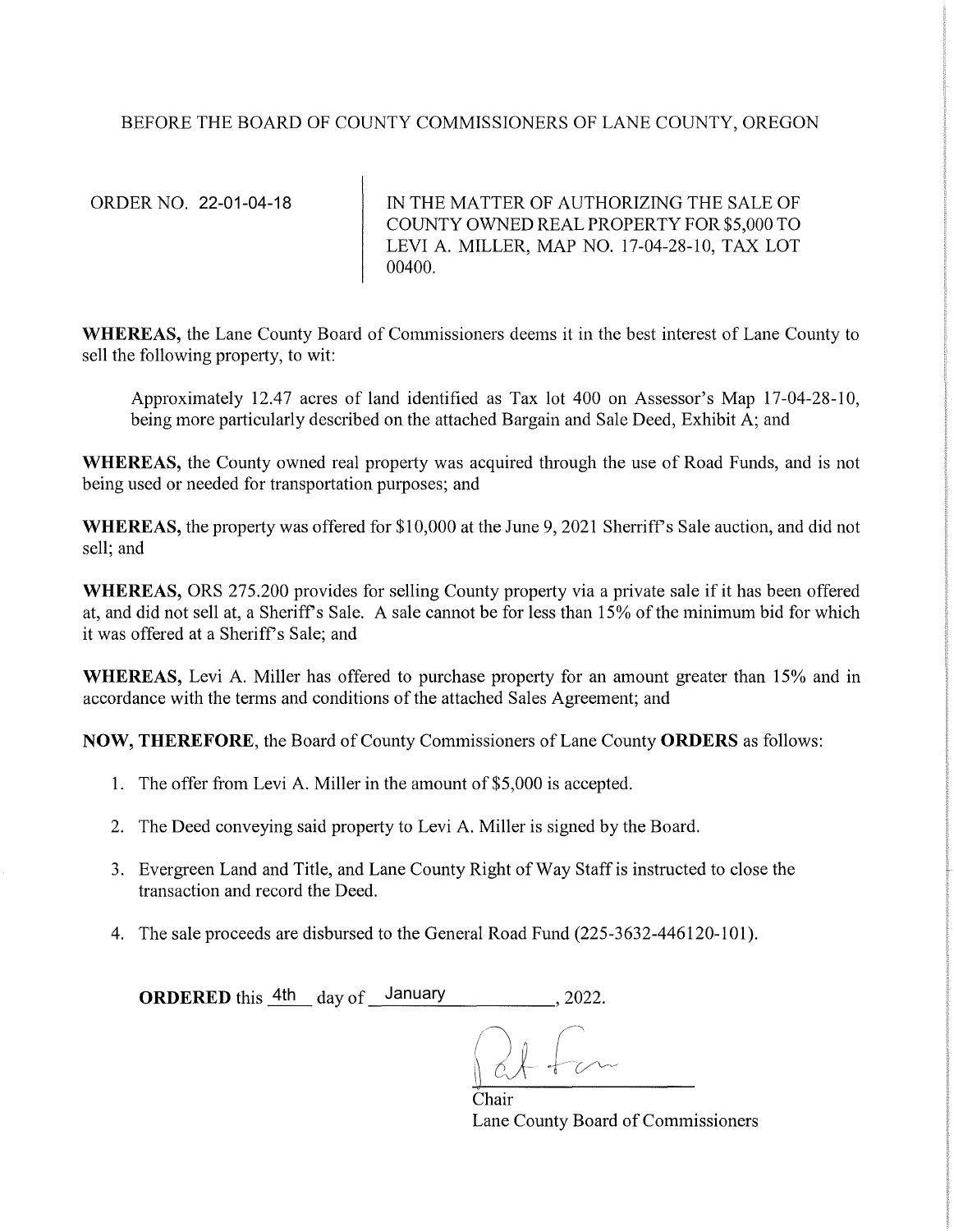BEFORE THE BOARD OF COUNTY COMMISSIONERS OF LANE COUNTY, OREGON

ORDER NO. 22-01-04-18

IN THE MATTER OF AUTHORIZING THE SALE OF COUNTY OWNED REAL PROPERTY FOR $5,000 TO LEVI A. MILLER, MAP NO. 17-04-28-10, TAX LOT 00400.

**WHEREAS,** the Lane County Board of Commissioners deems it in the best interest of Lane County to sell the following property, to wit:

Approximately 12.47 acres of land identified as Tax lot 400 on Assessor's Map 17-04-28-10, being more particularly described on the attached Bargain and Sale Deed, Exhibit A; and

**WHEREAS,** the County owned real property was acquired through the use of Road Funds, and is not being used or needed for transportation purposes; and

**WHEREAS,** the property was offered for $10,000 at the June 9, 2021 Sherriff's Sale auction, and did not sell; and

**WHEREAS,** ORS 275.200 provides for selling County property via a private sale if it has been offered at, and did not sell at, a Sheriff's Sale. A sale cannot be for less than 15% of the minimum bid for which it was offered at a Sheriff's Sale; and

**WHEREAS,** Levi A. Miller has offered to purchase property for an amount greater than 15% and in accordance with the terms and conditions of the attached Sales Agreement; and

**NOW, THEREFORE,** the Board of County Commissioners of Lane County **ORDERS** as follows:

1. The offer from Levi A. Miller in the amount of $5,000 is accepted.

2. The Deed conveying said property to Levi A. Miller is signed by the Board.

3. Evergreen Land and Title, and Lane County Right of Way Staff is instructed to close the transaction and record the Deed.

4. The sale proceeds are disbursed to the General Road Fund (225-3632-446120-101).

**ORDERED** this 4th day of January, 2022.

Chair
Lane County Board of Commissioners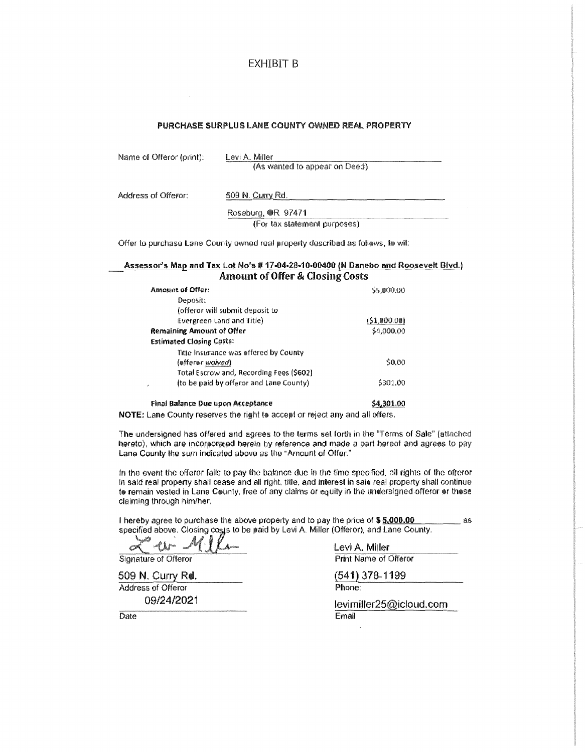# EXHIBIT B

## PURCHASE SURPLUS LANE COUNTY OWNED REAL PROPERTY

Name of Offeror (print): Levi A. Miller
(As wanted to appear on Deed)

Address of Offeror: 509 N. Curry Rd.
Roseburg, OR 97471
(For tax statement purposes)

Offer to purchase Lane County owned real property described as follows, to wit:

**Assessor's Map and Tax Lot No's # 17-04-28-10-00400 (N Danebo and Roosevelt Blvd.)**

### Amount of Offer & Closing Costs

| | |
|---|---|
| **Amount of Offer:** | $5,000.00 |
| Deposit: (offeror will submit deposit to Evergreen Land and Title) | ($1,000.00) |
| **Remaining Amount of Offer** | $4,000.00 |
| **Estimated Closing Costs:** | |
| Title Insurance was offered by County (offeror *waived*) | $0.00 |
| Total Escrow and, Recording Fees ($602) (to be paid by offeror and Lane County) | $301.00 |
| **Final Balance Due upon Acceptance** | **$4,301.00** |

**NOTE:** Lane County reserves the right to accept or reject any and all offers.

The undersigned has offered and agrees to the terms set forth in the "Terms of Sale" (attached hereto), which are incorporated herein by reference and made a part hereof and agrees to pay Lane County the sum indicated above as the "Amount of Offer."

In the event the offeror fails to pay the balance due in the time specified, all rights of the offeror in said real property shall cease and all right, title, and interest in said real property shall continue to remain vested in Lane County, free of any claims or equity in the undersigned offeror or those claiming through him/her.

I hereby agree to purchase the above property and to pay the price of **$ 5,000.00** as specified above. Closing costs to be paid by Levi A. Miller (Offeror), and Lane County.

[Signature]
Signature of Offeror

509 N. Curry Rd.
Address of Offeror

09/24/2021
Date

Levi A. Miller
Print Name of Offeror

(541) 378-1199
Phone:

levimiller25@icloud.com
Email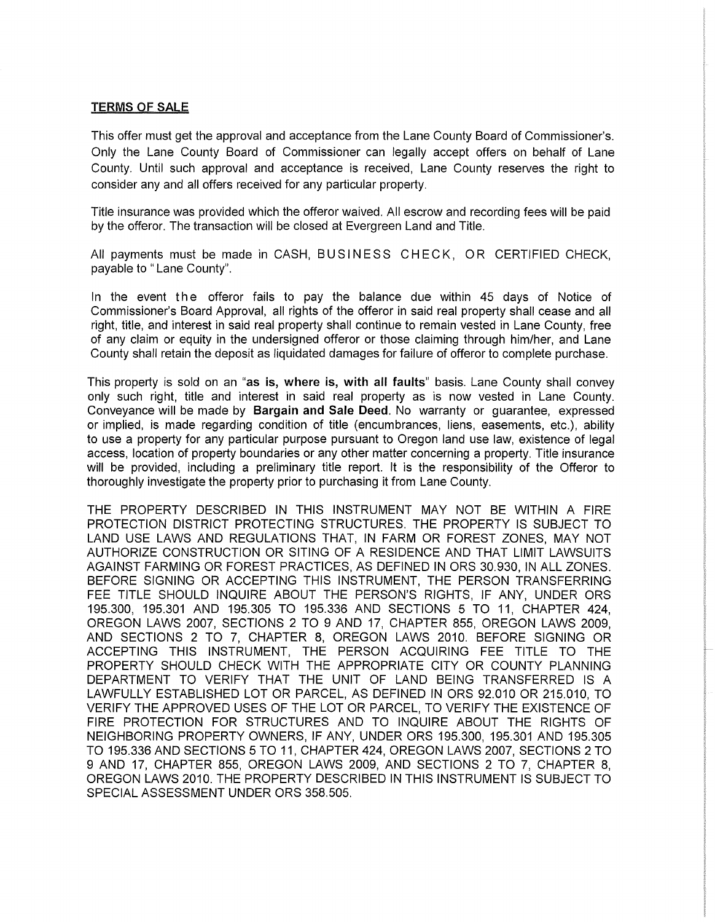**TERMS OF SALE**

This offer must get the approval and acceptance from the Lane County Board of Commissioner's. Only the Lane County Board of Commissioner can legally accept offers on behalf of Lane County. Until such approval and acceptance is received, Lane County reserves the right to consider any and all offers received for any particular property.

Title insurance was provided which the offeror waived. All escrow and recording fees will be paid by the offeror. The transaction will be closed at Evergreen Land and Title.

All payments must be made in CASH, BUSINESS CHECK, OR CERTIFIED CHECK, payable to " Lane County".

In the event the offeror fails to pay the balance due within 45 days of Notice of Commissioner's Board Approval, all rights of the offeror in said real property shall cease and all right, title, and interest in said real property shall continue to remain vested in Lane County, free of any claim or equity in the undersigned offeror or those claiming through him/her, and Lane County shall retain the deposit as liquidated damages for failure of offeror to complete purchase.

This property is sold on an "**as is, where is, with all faults**" basis. Lane County shall convey only such right, title and interest in said real property as is now vested in Lane County. Conveyance will be made by **Bargain and Sale Deed**. No warranty or guarantee, expressed or implied, is made regarding condition of title (encumbrances, liens, easements, etc.), ability to use a property for any particular purpose pursuant to Oregon land use law, existence of legal access, location of property boundaries or any other matter concerning a property. Title insurance will be provided, including a preliminary title report. It is the responsibility of the Offeror to thoroughly investigate the property prior to purchasing it from Lane County.

THE PROPERTY DESCRIBED IN THIS INSTRUMENT MAY NOT BE WITHIN A FIRE PROTECTION DISTRICT PROTECTING STRUCTURES. THE PROPERTY IS SUBJECT TO LAND USE LAWS AND REGULATIONS THAT, IN FARM OR FOREST ZONES, MAY NOT AUTHORIZE CONSTRUCTION OR SITING OF A RESIDENCE AND THAT LIMIT LAWSUITS AGAINST FARMING OR FOREST PRACTICES, AS DEFINED IN ORS 30.930, IN ALL ZONES. BEFORE SIGNING OR ACCEPTING THIS INSTRUMENT, THE PERSON TRANSFERRING FEE TITLE SHOULD INQUIRE ABOUT THE PERSON'S RIGHTS, IF ANY, UNDER ORS 195.300, 195.301 AND 195.305 TO 195.336 AND SECTIONS 5 TO 11, CHAPTER 424, OREGON LAWS 2007, SECTIONS 2 TO 9 AND 17, CHAPTER 855, OREGON LAWS 2009, AND SECTIONS 2 TO 7, CHAPTER 8, OREGON LAWS 2010. BEFORE SIGNING OR ACCEPTING THIS INSTRUMENT, THE PERSON ACQUIRING FEE TITLE TO THE PROPERTY SHOULD CHECK WITH THE APPROPRIATE CITY OR COUNTY PLANNING DEPARTMENT TO VERIFY THAT THE UNIT OF LAND BEING TRANSFERRED IS A LAWFULLY ESTABLISHED LOT OR PARCEL, AS DEFINED IN ORS 92.010 OR 215.010, TO VERIFY THE APPROVED USES OF THE LOT OR PARCEL, TO VERIFY THE EXISTENCE OF FIRE PROTECTION FOR STRUCTURES AND TO INQUIRE ABOUT THE RIGHTS OF NEIGHBORING PROPERTY OWNERS, IF ANY, UNDER ORS 195.300, 195.301 AND 195.305 TO 195.336 AND SECTIONS 5 TO 11, CHAPTER 424, OREGON LAWS 2007, SECTIONS 2 TO 9 AND 17, CHAPTER 855, OREGON LAWS 2009, AND SECTIONS 2 TO 7, CHAPTER 8, OREGON LAWS 2010. THE PROPERTY DESCRIBED IN THIS INSTRUMENT IS SUBJECT TO SPECIAL ASSESSMENT UNDER ORS 358.505.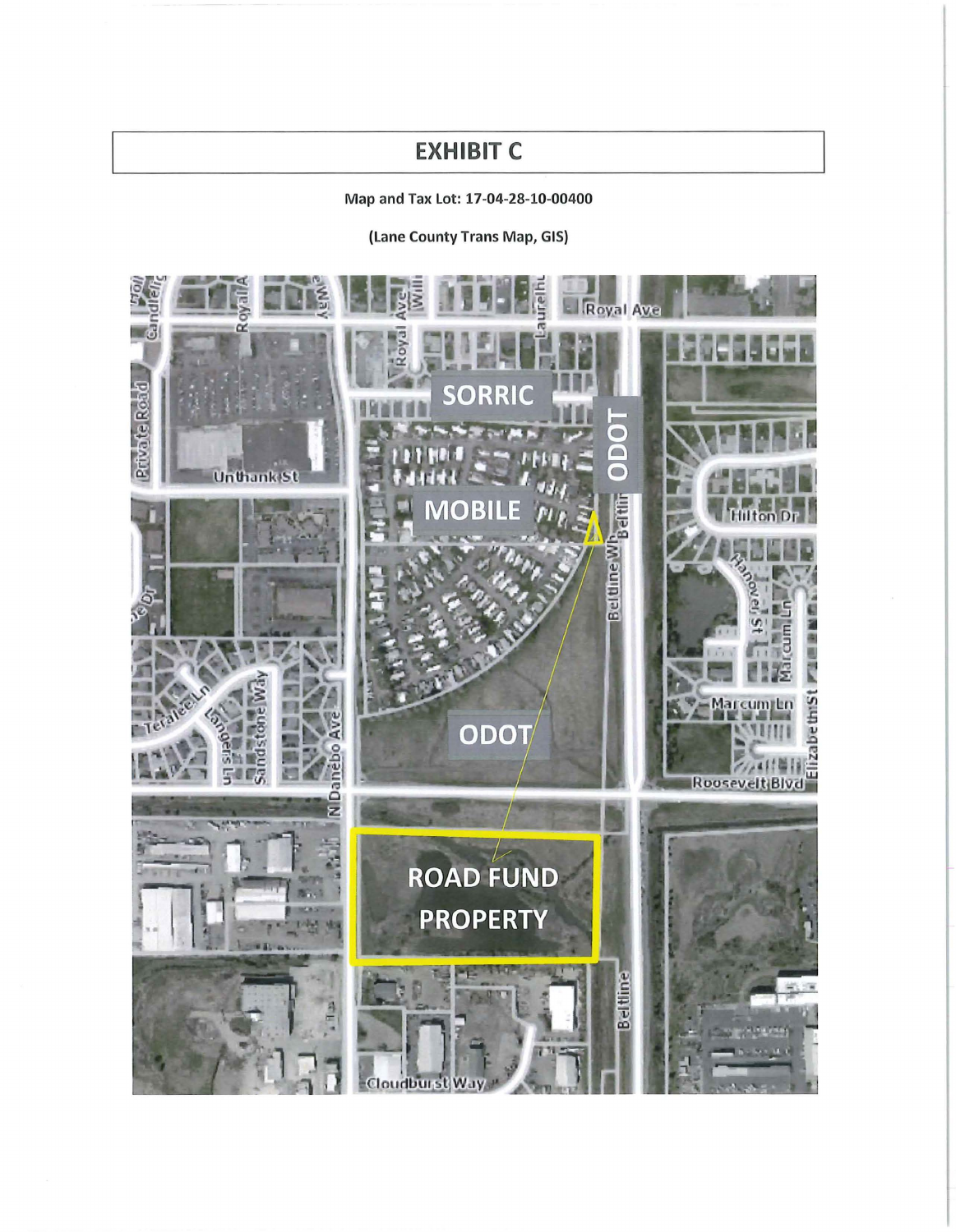# EXHIBIT C

Map and Tax Lot: 17-04-28-10-00400

(Lane County Trans Map, GIS)

SORRIC

ODOT

MOBILE

ODOT

ROAD FUND PROPERTY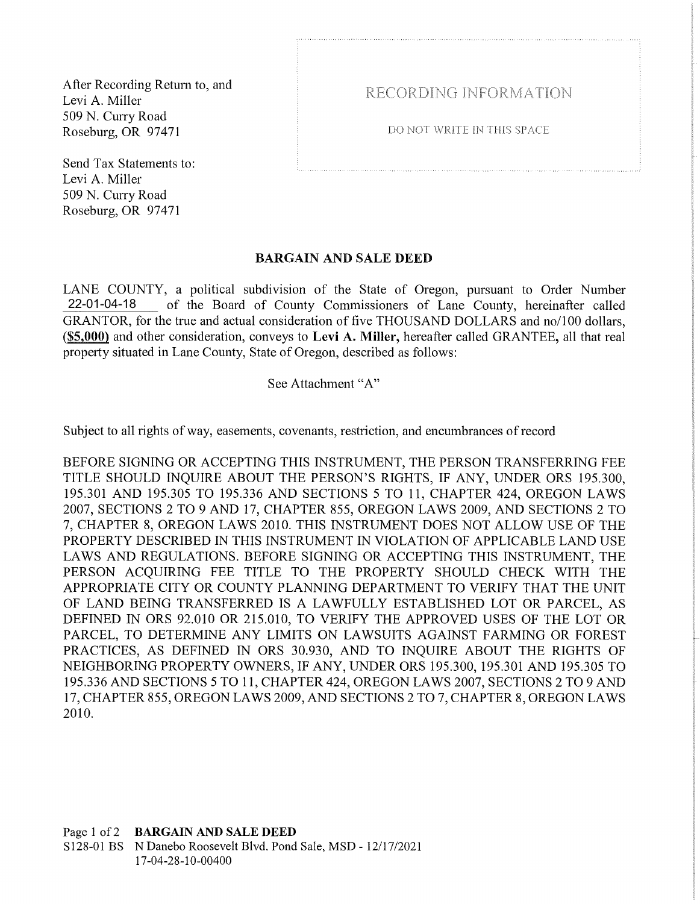After Recording Return to, and
Levi A. Miller
509 N. Curry Road
Roseburg, OR 97471

RECORDING INFORMATION

DO NOT WRITE IN THIS SPACE

Send Tax Statements to:
Levi A. Miller
509 N. Curry Road
Roseburg, OR 97471

## BARGAIN AND SALE DEED

LANE COUNTY, a political subdivision of the State of Oregon, pursuant to Order Number 22-01-04-18 of the Board of County Commissioners of Lane County, hereinafter called GRANTOR, for the true and actual consideration of five THOUSAND DOLLARS and no/100 dollars, **(\$5,000)** and other consideration, conveys to **Levi A. Miller,** hereafter called GRANTEE, all that real property situated in Lane County, State of Oregon, described as follows:

See Attachment "A"

Subject to all rights of way, easements, covenants, restriction, and encumbrances of record

BEFORE SIGNING OR ACCEPTING THIS INSTRUMENT, THE PERSON TRANSFERRING FEE TITLE SHOULD INQUIRE ABOUT THE PERSON'S RIGHTS, IF ANY, UNDER ORS 195.300, 195.301 AND 195.305 TO 195.336 AND SECTIONS 5 TO 11, CHAPTER 424, OREGON LAWS 2007, SECTIONS 2 TO 9 AND 17, CHAPTER 855, OREGON LAWS 2009, AND SECTIONS 2 TO 7, CHAPTER 8, OREGON LAWS 2010. THIS INSTRUMENT DOES NOT ALLOW USE OF THE PROPERTY DESCRIBED IN THIS INSTRUMENT IN VIOLATION OF APPLICABLE LAND USE LAWS AND REGULATIONS. BEFORE SIGNING OR ACCEPTING THIS INSTRUMENT, THE PERSON ACQUIRING FEE TITLE TO THE PROPERTY SHOULD CHECK WITH THE APPROPRIATE CITY OR COUNTY PLANNING DEPARTMENT TO VERIFY THAT THE UNIT OF LAND BEING TRANSFERRED IS A LAWFULLY ESTABLISHED LOT OR PARCEL, AS DEFINED IN ORS 92.010 OR 215.010, TO VERIFY THE APPROVED USES OF THE LOT OR PARCEL, TO DETERMINE ANY LIMITS ON LAWSUITS AGAINST FARMING OR FOREST PRACTICES, AS DEFINED IN ORS 30.930, AND TO INQUIRE ABOUT THE RIGHTS OF NEIGHBORING PROPERTY OWNERS, IF ANY, UNDER ORS 195.300, 195.301 AND 195.305 TO 195.336 AND SECTIONS 5 TO 11, CHAPTER 424, OREGON LAWS 2007, SECTIONS 2 TO 9 AND 17, CHAPTER 855, OREGON LAWS 2009, AND SECTIONS 2 TO 7, CHAPTER 8, OREGON LAWS 2010.

**BARGAIN AND SALE DEED**
S128-01 BS N Danebo Roosevelt Blvd. Pond Sale, MSD - 12/17/2021
17-04-28-10-00400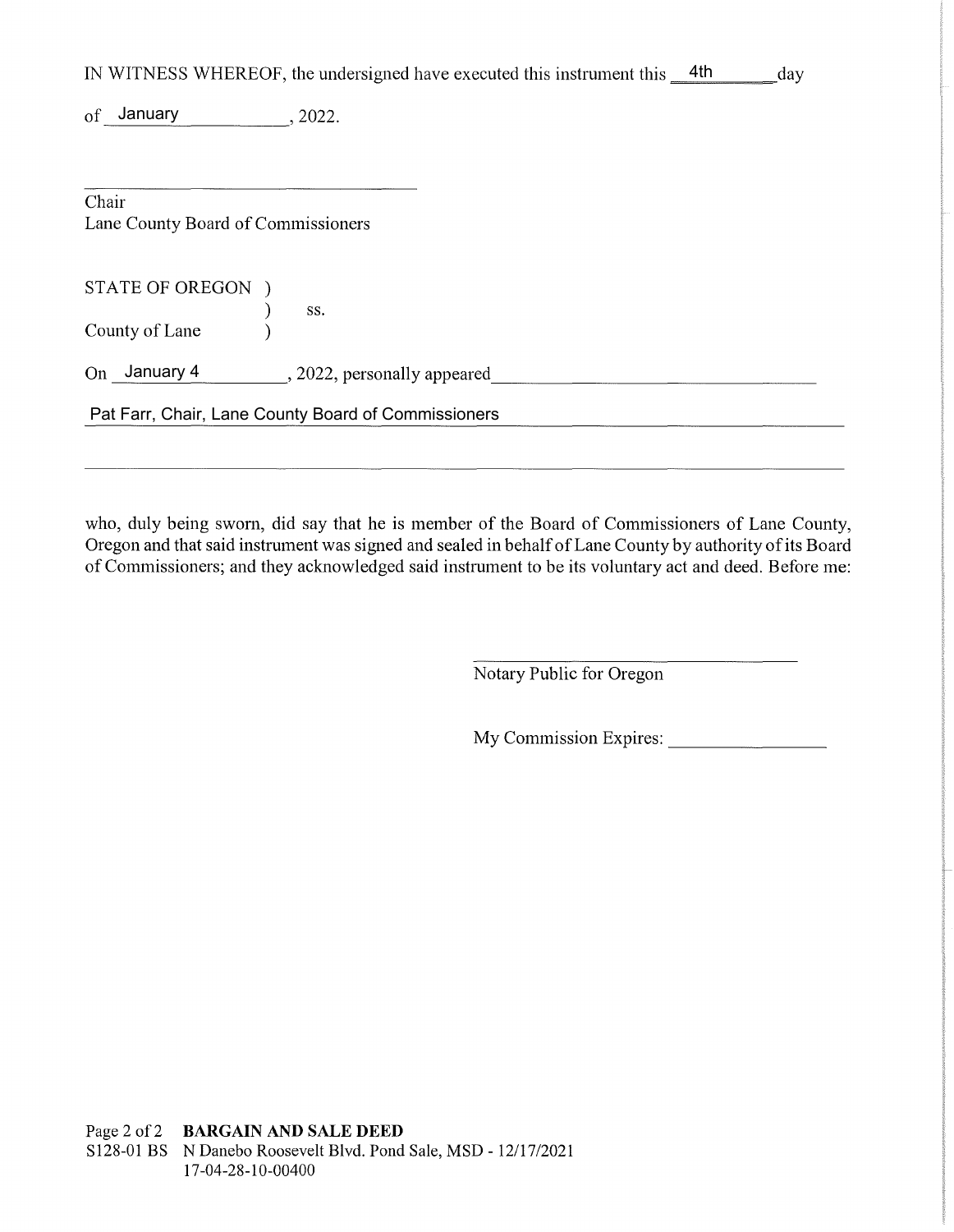IN WITNESS WHEREOF, the undersigned have executed this instrument this 4th day of January, 2022.

\_\_\_\_\_\_\_\_\_\_\_\_\_\_\_\_\_\_\_\_\_\_\_\_\_\_\_\_\_\_\_\_

Chair
Lane County Board of Commissioners

STATE OF OREGON )
) ss.
County of Lane )

On January 4, 2022, personally appeared

Pat Farr, Chair, Lane County Board of Commissioners

who, duly being sworn, did say that he is member of the Board of Commissioners of Lane County, Oregon and that said instrument was signed and sealed in behalf of Lane County by authority of its Board of Commissioners; and they acknowledged said instrument to be its voluntary act and deed. Before me:

\_\_\_\_\_\_\_\_\_\_\_\_\_\_\_\_\_\_\_\_\_\_\_\_\_\_\_\_\_\_\_\_

Notary Public for Oregon

My Commission Expires: \_\_\_\_\_\_\_\_\_\_\_\_\_\_\_\_

**BARGAIN AND SALE DEED**
S128-01 BS N Danebo Roosevelt Blvd. Pond Sale, MSD - 12/17/2021
17-04-28-10-00400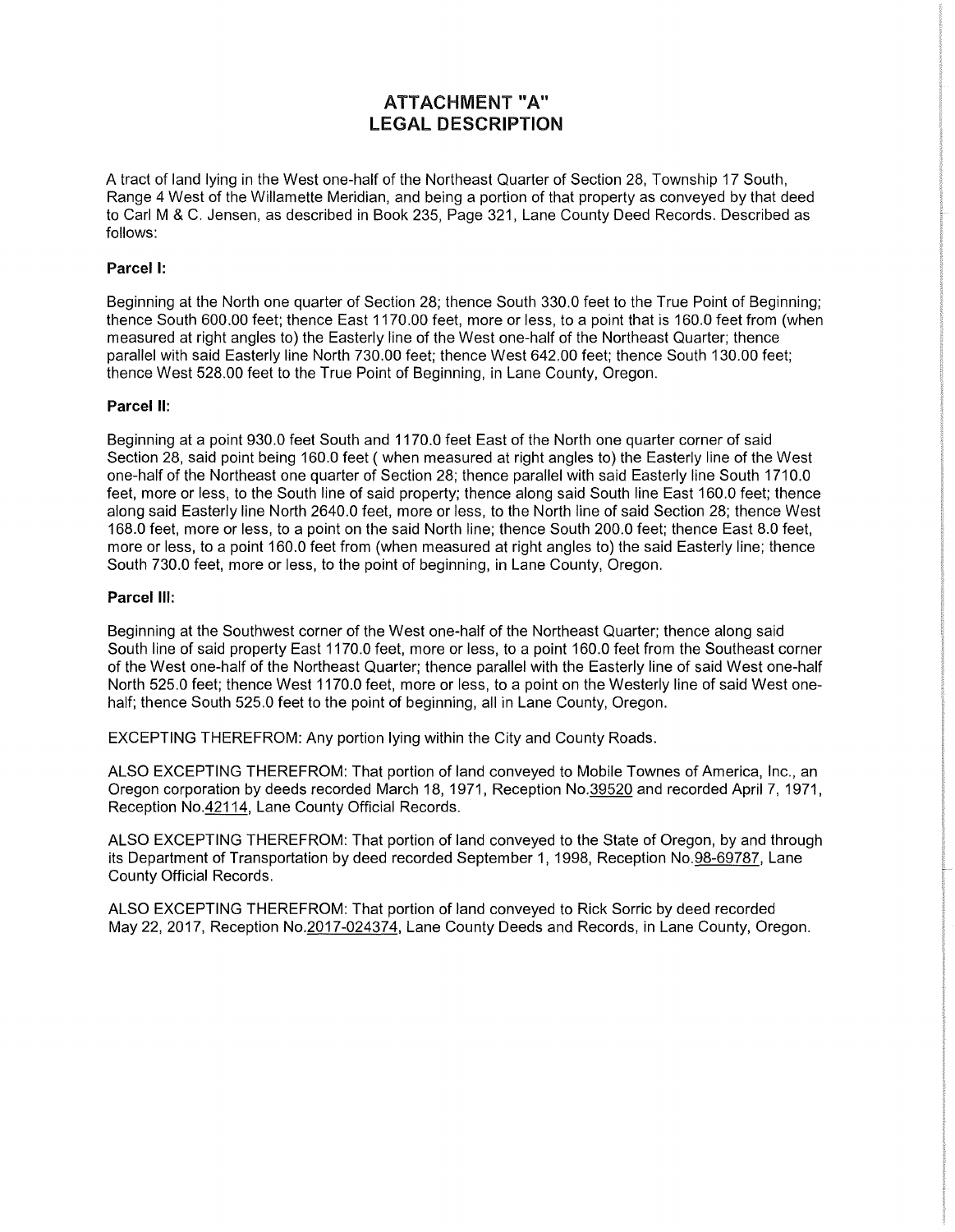# ATTACHMENT "A"
# LEGAL DESCRIPTION

A tract of land lying in the West one-half of the Northeast Quarter of Section 28, Township 17 South, Range 4 West of the Willamette Meridian, and being a portion of that property as conveyed by that deed to Carl M & C. Jensen, as described in Book 235, Page 321, Lane County Deed Records. Described as follows:

**Parcel I:**

Beginning at the North one quarter of Section 28; thence South 330.0 feet to the True Point of Beginning; thence South 600.00 feet; thence East 1170.00 feet, more or less, to a point that is 160.0 feet from (when measured at right angles to) the Easterly line of the West one-half of the Northeast Quarter; thence parallel with said Easterly line North 730.00 feet; thence West 642.00 feet; thence South 130.00 feet; thence West 528.00 feet to the True Point of Beginning, in Lane County, Oregon.

**Parcel II:**

Beginning at a point 930.0 feet South and 1170.0 feet East of the North one quarter corner of said Section 28, said point being 160.0 feet ( when measured at right angles to) the Easterly line of the West one-half of the Northeast one quarter of Section 28; thence parallel with said Easterly line South 1710.0 feet, more or less, to the South line of said property; thence along said South line East 160.0 feet; thence along said Easterly line North 2640.0 feet, more or less, to the North line of said Section 28; thence West 168.0 feet, more or less, to a point on the said North line; thence South 200.0 feet; thence East 8.0 feet, more or less, to a point 160.0 feet from (when measured at right angles to) the said Easterly line; thence South 730.0 feet, more or less, to the point of beginning, in Lane County, Oregon.

**Parcel III:**

Beginning at the Southwest corner of the West one-half of the Northeast Quarter; thence along said South line of said property East 1170.0 feet, more or less, to a point 160.0 feet from the Southeast corner of the West one-half of the Northeast Quarter; thence parallel with the Easterly line of said West one-half North 525.0 feet; thence West 1170.0 feet, more or less, to a point on the Westerly line of said West one-half; thence South 525.0 feet to the point of beginning, all in Lane County, Oregon.

EXCEPTING THEREFROM: Any portion lying within the City and County Roads.

ALSO EXCEPTING THEREFROM: That portion of land conveyed to Mobile Townes of America, Inc., an Oregon corporation by deeds recorded March 18, 1971, Reception No.39520 and recorded April 7, 1971, Reception No.42114, Lane County Official Records.

ALSO EXCEPTING THEREFROM: That portion of land conveyed to the State of Oregon, by and through its Department of Transportation by deed recorded September 1, 1998, Reception No.98-69787, Lane County Official Records.

ALSO EXCEPTING THEREFROM: That portion of land conveyed to Rick Sorric by deed recorded May 22, 2017, Reception No.2017-024374, Lane County Deeds and Records, in Lane County, Oregon.